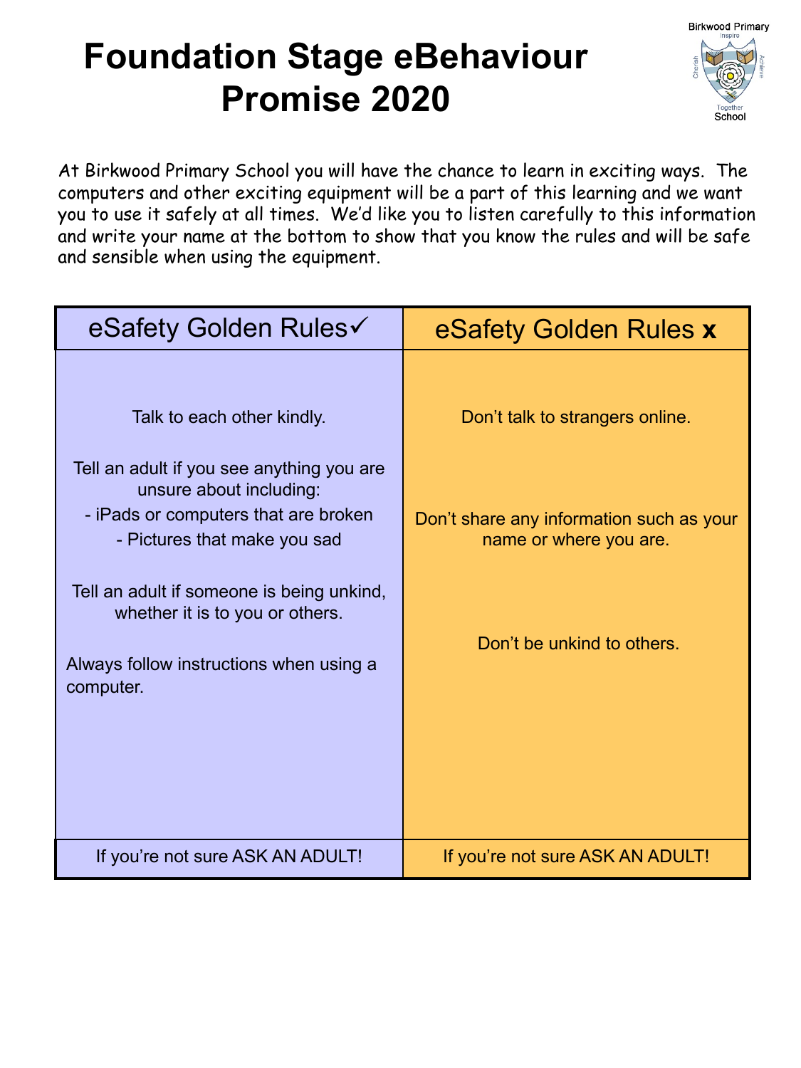# Foundation Stage eBehaviour Promise 2020

Birkwood Primary School

Inspire · Cherish · Achieve · Together

At Birkwood Primary School you will have the chance to learn in exciting ways. The computers and other exciting equipment will be a part of this learning and we want you to use it safely at all times. We'd like you to listen carefully to this information and write your name at the bottom to show that you know the rules and will be safe and sensible when using the equipment.

| eSafety Golden Rules✓ | eSafety Golden Rules **x** |
|---|---|
| Talk to each other kindly.<br><br>Tell an adult if you see anything you are unsure about including:<br>- iPads or computers that are broken<br>- Pictures that make you sad<br><br>Tell an adult if someone is being unkind, whether it is to you or others.<br><br>Always follow instructions when using a computer. | Don't talk to strangers online.<br><br>Don't share any information such as your name or where you are.<br><br>Don't be unkind to others. |
| If you're not sure ASK AN ADULT! | If you're not sure ASK AN ADULT! |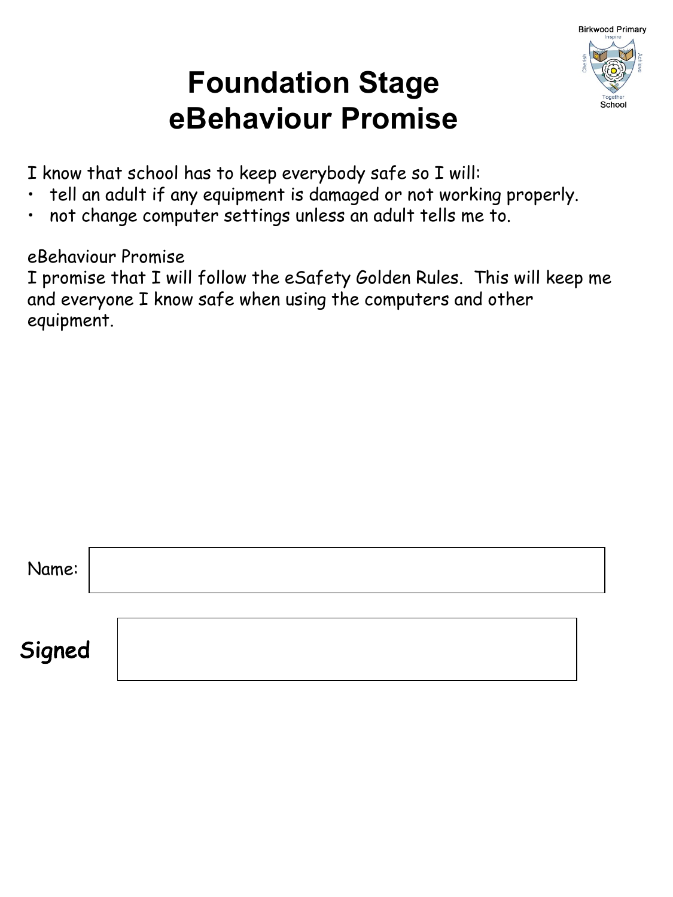Birkwood Primary School

# Foundation Stage eBehaviour Promise

I know that school has to keep everybody safe so I will:

- tell an adult if any equipment is damaged or not working properly.
- not change computer settings unless an adult tells me to.

eBehaviour Promise

I promise that I will follow the eSafety Golden Rules. This will keep me and everyone I know safe when using the computers and other equipment.

Name:

**Signed**